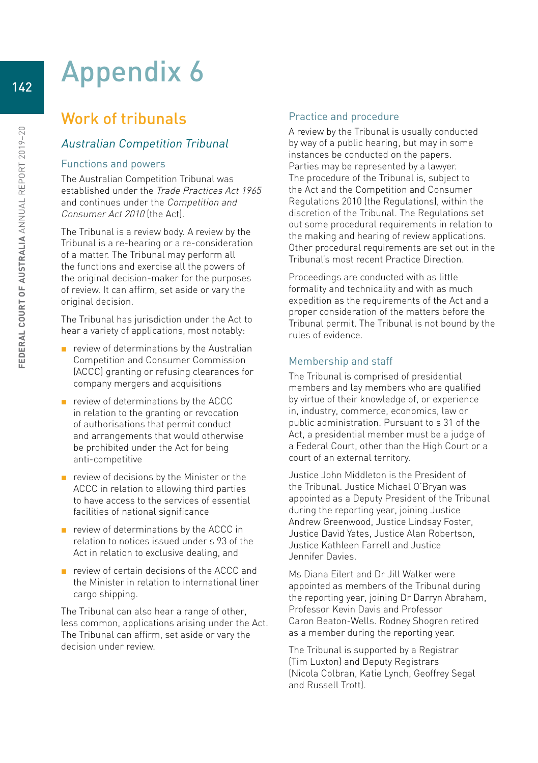# Appendix 6

## Work of tribunals

### *Australian Competition Tribunal*

#### Functions and powers

The Australian Competition Tribunal was established under the *Trade Practices Act 1965* and continues under the *Competition and Consumer Act 2010* (the Act).

The Tribunal is a review body. A review by the Tribunal is a re-hearing or a re-consideration of a matter. The Tribunal may perform all the functions and exercise all the powers of the original decision-maker for the purposes of review. It can affirm, set aside or vary the original decision.

The Tribunal has jurisdiction under the Act to hear a variety of applications, most notably:

- review of determinations by the Australian Competition and Consumer Commission (ACCC) granting or refusing clearances for company mergers and acquisitions
- review of determinations by the ACCC in relation to the granting or revocation of authorisations that permit conduct and arrangements that would otherwise be prohibited under the Act for being anti-competitive
- review of decisions by the Minister or the ACCC in relation to allowing third parties to have access to the services of essential facilities of national significance
- review of determinations by the ACCC in relation to notices issued under s 93 of the Act in relation to exclusive dealing, and
- review of certain decisions of the ACCC and the Minister in relation to international liner cargo shipping.

The Tribunal can also hear a range of other, less common, applications arising under the Act. The Tribunal can affirm, set aside or vary the decision under review.

#### Practice and procedure

A review by the Tribunal is usually conducted by way of a public hearing, but may in some instances be conducted on the papers. Parties may be represented by a lawyer. The procedure of the Tribunal is, subject to the Act and the Competition and Consumer Regulations 2010 (the Regulations), within the discretion of the Tribunal. The Regulations set out some procedural requirements in relation to the making and hearing of review applications. Other procedural requirements are set out in the Tribunal's most recent Practice Direction.

Proceedings are conducted with as little formality and technicality and with as much expedition as the requirements of the Act and a proper consideration of the matters before the Tribunal permit. The Tribunal is not bound by the rules of evidence.

#### Membership and staff

The Tribunal is comprised of presidential members and lay members who are qualified by virtue of their knowledge of, or experience in, industry, commerce, economics, law or public administration. Pursuant to s 31 of the Act, a presidential member must be a judge of a Federal Court, other than the High Court or a court of an external territory.

Justice John Middleton is the President of the Tribunal. Justice Michael O'Bryan was appointed as a Deputy President of the Tribunal during the reporting year, joining Justice Andrew Greenwood, Justice Lindsay Foster, Justice David Yates, Justice Alan Robertson, Justice Kathleen Farrell and Justice Jennifer Davies.

Ms Diana Eilert and Dr Jill Walker were appointed as members of the Tribunal during the reporting year, joining Dr Darryn Abraham, Professor Kevin Davis and Professor Caron Beaton-Wells. Rodney Shogren retired as a member during the reporting year.

The Tribunal is supported by a Registrar (Tim Luxton) and Deputy Registrars (Nicola Colbran, Katie Lynch, Geoffrey Segal and Russell Trott).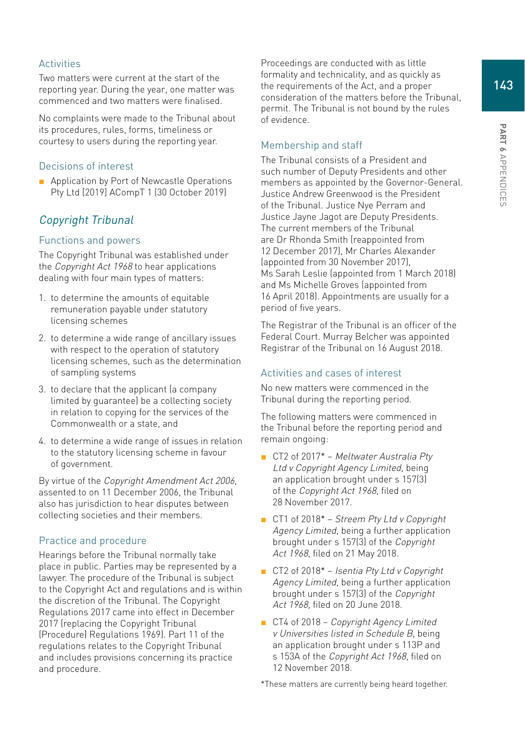### Activities

Two matters were current at the start of the reporting year. During the year, one matter was commenced and two matters were finalised.

No complaints were made to the Tribunal about its procedures, rules, forms, timeliness or courtesy to users during the reporting year.

### Decisions of interest

- Application by Port of Newcastle Operations Pty Ltd [2019] ACompT 1 (30 October 2019)

## *Copyright Tribunal*

### Functions and powers

The Copyright Tribunal was established under the *Copyright Act 1968* to hear applications dealing with four main types of matters:

1. to determine the amounts of equitable remuneration payable under statutory licensing schemes
2. to determine a wide range of ancillary issues with respect to the operation of statutory licensing schemes, such as the determination of sampling systems
3. to declare that the applicant (a company limited by guarantee) be a collecting society in relation to copying for the services of the Commonwealth or a state, and
4. to determine a wide range of issues in relation to the statutory licensing scheme in favour of government.

By virtue of the *Copyright Amendment Act 2006*, assented to on 11 December 2006, the Tribunal also has jurisdiction to hear disputes between collecting societies and their members.

### Practice and procedure

Hearings before the Tribunal normally take place in public. Parties may be represented by a lawyer. The procedure of the Tribunal is subject to the Copyright Act and regulations and is within the discretion of the Tribunal. The Copyright Regulations 2017 came into effect in December 2017 (replacing the Copyright Tribunal (Procedure) Regulations 1969). Part 11 of the regulations relates to the Copyright Tribunal and includes provisions concerning its practice and procedure.

Proceedings are conducted with as little formality and technicality, and as quickly as the requirements of the Act, and a proper consideration of the matters before the Tribunal, permit. The Tribunal is not bound by the rules of evidence.

### Membership and staff

The Tribunal consists of a President and such number of Deputy Presidents and other members as appointed by the Governor-General. Justice Andrew Greenwood is the President of the Tribunal. Justice Nye Perram and Justice Jayne Jagot are Deputy Presidents. The current members of the Tribunal are Dr Rhonda Smith (reappointed from 12 December 2017), Mr Charles Alexander (appointed from 30 November 2017), Ms Sarah Leslie (appointed from 1 March 2018) and Ms Michelle Groves (appointed from 16 April 2018). Appointments are usually for a period of five years.

The Registrar of the Tribunal is an officer of the Federal Court. Murray Belcher was appointed Registrar of the Tribunal on 16 August 2018.

### Activities and cases of interest

No new matters were commenced in the Tribunal during the reporting period.

The following matters were commenced in the Tribunal before the reporting period and remain ongoing:

- CT2 of 2017* – *Meltwater Australia Pty Ltd v Copyright Agency Limited*, being an application brought under s 157(3) of the *Copyright Act 1968*, filed on 28 November 2017.
- CT1 of 2018* – *Streem Pty Ltd v Copyright Agency Limited*, being a further application brought under s 157(3) of the *Copyright Act 1968*, filed on 21 May 2018.
- CT2 of 2018* – *Isentia Pty Ltd v Copyright Agency Limited*, being a further application brought under s 157(3) of the *Copyright Act 1968*, filed on 20 June 2018.
- CT4 of 2018 – *Copyright Agency Limited v Universities listed in Schedule B*, being an application brought under s 113P and s 153A of the *Copyright Act 1968*, filed on 12 November 2018.

*These matters are currently being heard together.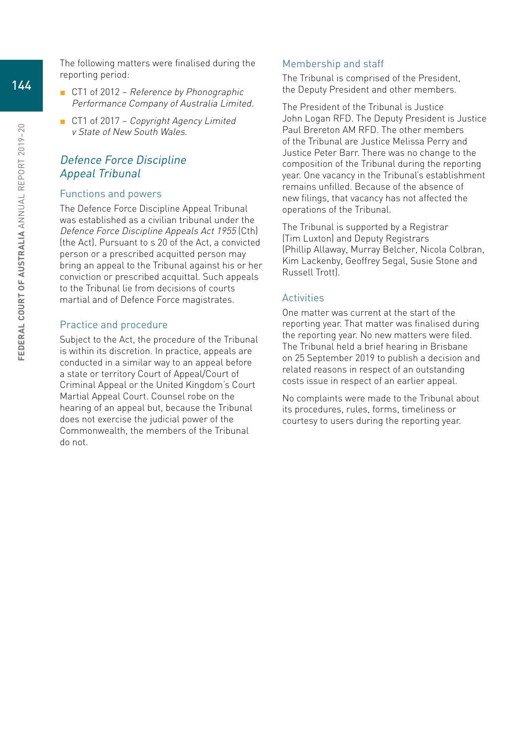The following matters were finalised during the reporting period:

- CT1 of 2012 – *Reference by Phonographic Performance Company of Australia Limited.*
- CT1 of 2017 – *Copyright Agency Limited v State of New South Wales.*

## *Defence Force Discipline Appeal Tribunal*

### Functions and powers

The Defence Force Discipline Appeal Tribunal was established as a civilian tribunal under the *Defence Force Discipline Appeals Act 1955* (Cth) (the Act). Pursuant to s 20 of the Act, a convicted person or a prescribed acquitted person may bring an appeal to the Tribunal against his or her conviction or prescribed acquittal. Such appeals to the Tribunal lie from decisions of courts martial and of Defence Force magistrates.

### Practice and procedure

Subject to the Act, the procedure of the Tribunal is within its discretion. In practice, appeals are conducted in a similar way to an appeal before a state or territory Court of Appeal/Court of Criminal Appeal or the United Kingdom's Court Martial Appeal Court. Counsel robe on the hearing of an appeal but, because the Tribunal does not exercise the judicial power of the Commonwealth, the members of the Tribunal do not.

### Membership and staff

The Tribunal is comprised of the President, the Deputy President and other members.

The President of the Tribunal is Justice John Logan RFD. The Deputy President is Justice Paul Brereton AM RFD. The other members of the Tribunal are Justice Melissa Perry and Justice Peter Barr. There was no change to the composition of the Tribunal during the reporting year. One vacancy in the Tribunal's establishment remains unfilled. Because of the absence of new filings, that vacancy has not affected the operations of the Tribunal.

The Tribunal is supported by a Registrar (Tim Luxton) and Deputy Registrars (Phillip Allaway, Murray Belcher, Nicola Colbran, Kim Lackenby, Geoffrey Segal, Susie Stone and Russell Trott).

### Activities

One matter was current at the start of the reporting year. That matter was finalised during the reporting year. No new matters were filed. The Tribunal held a brief hearing in Brisbane on 25 September 2019 to publish a decision and related reasons in respect of an outstanding costs issue in respect of an earlier appeal.

No complaints were made to the Tribunal about its procedures, rules, forms, timeliness or courtesy to users during the reporting year.